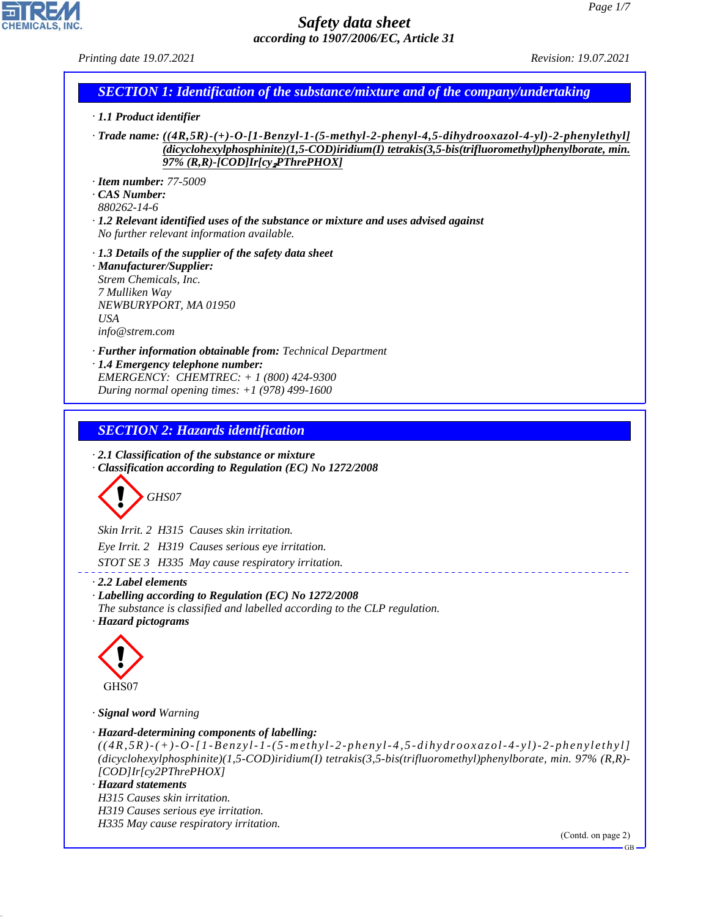# Safety data sheet

*according to 1907/2006/EC, Article 31*

*Printing date 19.07.2021* *Revision: 19.07.2021*

## SECTION 1: Identification of the substance/mixture and of the company/undertaking

· **1.1 Product identifier**

· **Trade name:** **((4R,5R)-(+)-O-[1-Benzyl-1-(5-methyl-2-phenyl-4,5-dihydrooxazol-4-yl)-2-phenylethyl] (dicyclohexylphosphinite)(1,5-COD)iridium(I) tetrakis(3,5-bis(trifluoromethyl)phenylborate, min. 97% (R,R)-[COD]Ir[cy$_2$PThrePHOX]**

· **Item number:** 77-5009
· **CAS Number:**
880262-14-6
· **1.2 Relevant identified uses of the substance or mixture and uses advised against**
No further relevant information available.

· **1.3 Details of the supplier of the safety data sheet**
· **Manufacturer/Supplier:**
Strem Chemicals, Inc.
7 Mulliken Way
NEWBURYPORT, MA 01950
USA
info@strem.com

· **Further information obtainable from:** Technical Department
· **1.4 Emergency telephone number:**
EMERGENCY: CHEMTREC: + 1 (800) 424-9300
During normal opening times: +1 (978) 499-1600

## SECTION 2: Hazards identification

· **2.1 Classification of the substance or mixture**
· **Classification according to Regulation (EC) No 1272/2008**

GHS07

Skin Irrit. 2 H315 Causes skin irritation.

Eye Irrit. 2 H319 Causes serious eye irritation.

STOT SE 3 H335 May cause respiratory irritation.

· **2.2 Label elements**
· **Labelling according to Regulation (EC) No 1272/2008**
The substance is classified and labelled according to the CLP regulation.
· **Hazard pictograms**

GHS07

· **Signal word** Warning

· **Hazard-determining components of labelling:**
((4R,5R)-(+)-O-[1-Benzyl-1-(5-methyl-2-phenyl-4,5-dihydrooxazol-4-yl)-2-phenylethyl] (dicyclohexylphosphinite)(1,5-COD)iridium(I) tetrakis(3,5-bis(trifluoromethyl)phenylborate, min. 97% (R,R)-[COD]Ir[cy2PThrePHOX]
· **Hazard statements**
H315 Causes skin irritation.
H319 Causes serious eye irritation.
H335 May cause respiratory irritation.

(Contd. on page 2)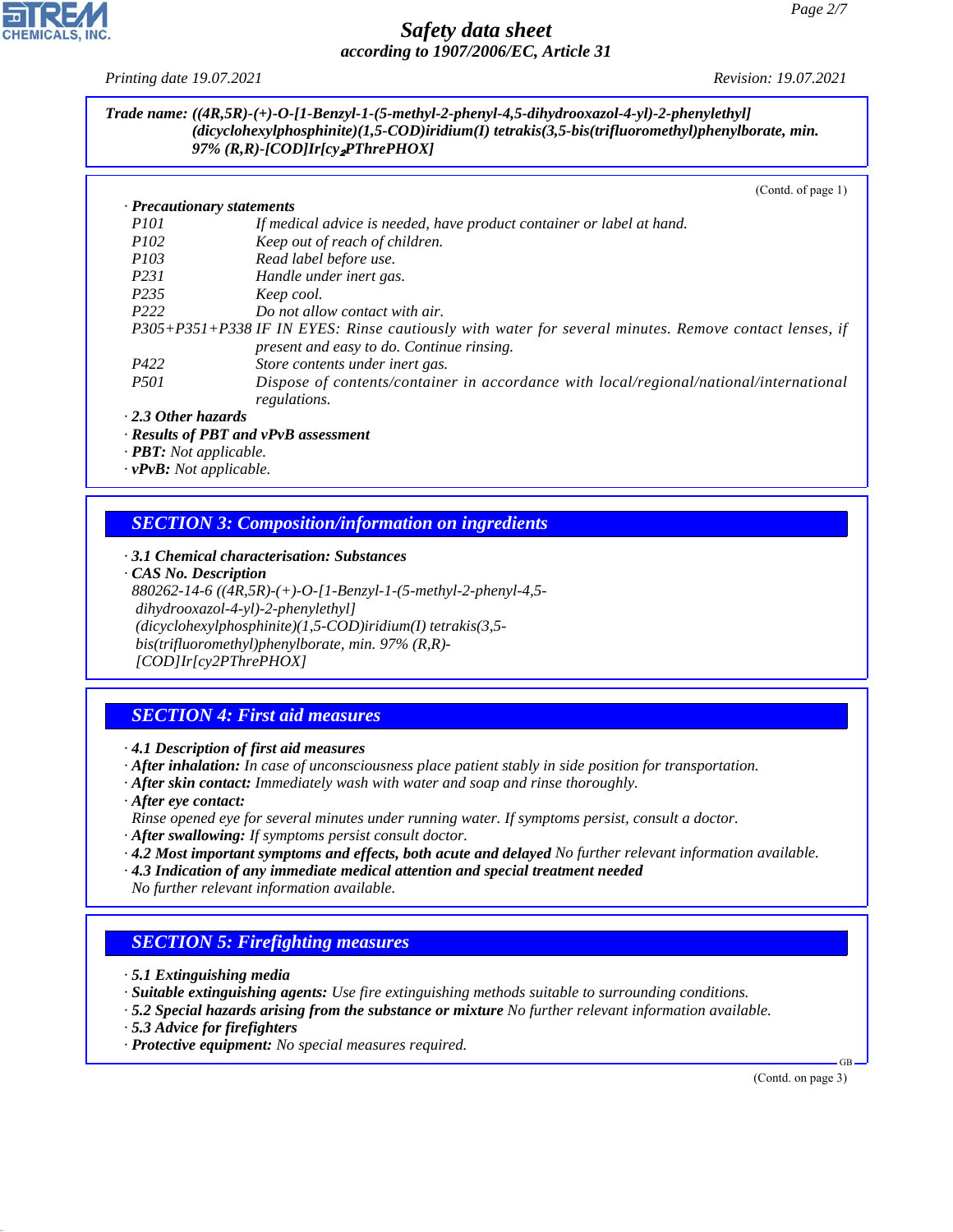**Trade name:** *((4R,5R)-(+)-O-[1-Benzyl-1-(5-methyl-2-phenyl-4,5-dihydrooxazol-4-yl)-2-phenylethyl](dicyclohexylphosphinite)(1,5-COD)iridium(I) tetrakis(3,5-bis(trifluoromethyl)phenylborate, min. 97% (R,R)-[COD]Ir[cy$_2$PThrePHOX]*

(Contd. of page 1)

· **Precautionary statements**

| | |
|---|---|
| P101 | If medical advice is needed, have product container or label at hand. |
| P102 | Keep out of reach of children. |
| P103 | Read label before use. |
| P231 | Handle under inert gas. |
| P235 | Keep cool. |
| P222 | Do not allow contact with air. |
| P305+P351+P338 | IF IN EYES: Rinse cautiously with water for several minutes. Remove contact lenses, if present and easy to do. Continue rinsing. |
| P422 | Store contents under inert gas. |
| P501 | Dispose of contents/container in accordance with local/regional/national/international regulations. |

· **2.3 Other hazards**
· **Results of PBT and vPvB assessment**
· **PBT:** Not applicable.
· **vPvB:** Not applicable.

## SECTION 3: Composition/information on ingredients

· **3.1 Chemical characterisation: Substances**
· **CAS No. Description**
880262-14-6 ((4R,5R)-(+)-O-[1-Benzyl-1-(5-methyl-2-phenyl-4,5-dihydrooxazol-4-yl)-2-phenylethyl](dicyclohexylphosphinite)(1,5-COD)iridium(I) tetrakis(3,5-bis(trifluoromethyl)phenylborate, min. 97% (R,R)-[COD]Ir[cy2PThrePHOX]

## SECTION 4: First aid measures

· **4.1 Description of first aid measures**
· **After inhalation:** In case of unconsciousness place patient stably in side position for transportation.
· **After skin contact:** Immediately wash with water and soap and rinse thoroughly.
· **After eye contact:**
Rinse opened eye for several minutes under running water. If symptoms persist, consult a doctor.
· **After swallowing:** If symptoms persist consult doctor.
· **4.2 Most important symptoms and effects, both acute and delayed** No further relevant information available.
· **4.3 Indication of any immediate medical attention and special treatment needed**
No further relevant information available.

## SECTION 5: Firefighting measures

· **5.1 Extinguishing media**
· **Suitable extinguishing agents:** Use fire extinguishing methods suitable to surrounding conditions.
· **5.2 Special hazards arising from the substance or mixture** No further relevant information available.
· **5.3 Advice for firefighters**
· **Protective equipment:** No special measures required.

(Contd. on page 3)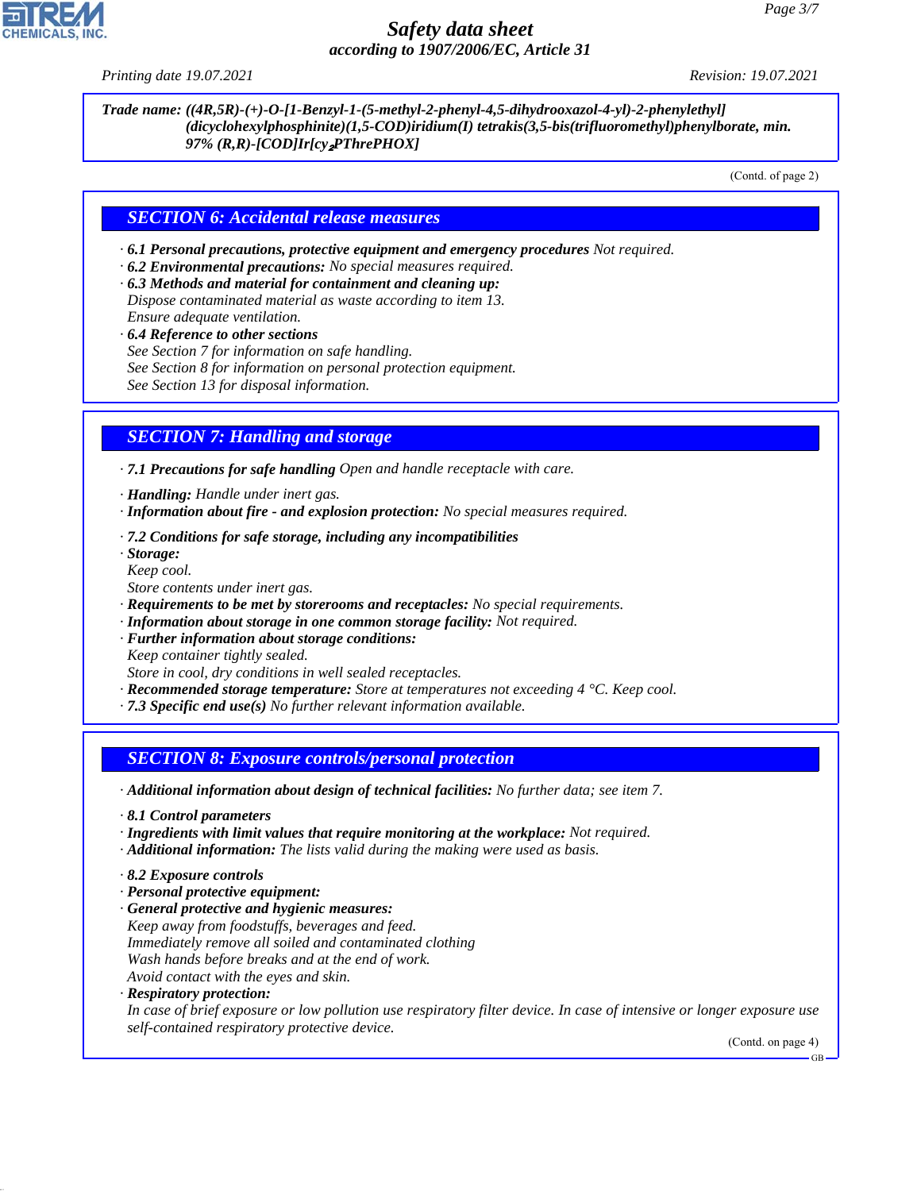Trade name: ((4R,5R)-(+)-O-[1-Benzyl-1-(5-methyl-2-phenyl-4,5-dihydrooxazol-4-yl)-2-phenylethyl](dicyclohexylphosphinite)(1,5-COD)iridium(I) tetrakis(3,5-bis(trifluoromethyl)phenylborate, min. 97% (R,R)-[COD]Ir[$cy_2$PThrePHOX]

(Contd. of page 2)

## SECTION 6: Accidental release measures

· **6.1 Personal precautions, protective equipment and emergency procedures** Not required.
· **6.2 Environmental precautions:** No special measures required.
· **6.3 Methods and material for containment and cleaning up:**
Dispose contaminated material as waste according to item 13.
Ensure adequate ventilation.
· **6.4 Reference to other sections**
See Section 7 for information on safe handling.
See Section 8 for information on personal protection equipment.
See Section 13 for disposal information.

## SECTION 7: Handling and storage

· **7.1 Precautions for safe handling** Open and handle receptacle with care.

· **Handling:** Handle under inert gas.
· **Information about fire - and explosion protection:** No special measures required.

· **7.2 Conditions for safe storage, including any incompatibilities**
· **Storage:**
Keep cool.
Store contents under inert gas.
· **Requirements to be met by storerooms and receptacles:** No special requirements.
· **Information about storage in one common storage facility:** Not required.
· **Further information about storage conditions:**
Keep container tightly sealed.
Store in cool, dry conditions in well sealed receptacles.
· **Recommended storage temperature:** Store at temperatures not exceeding 4 °C. Keep cool.
· **7.3 Specific end use(s)** No further relevant information available.

## SECTION 8: Exposure controls/personal protection

· **Additional information about design of technical facilities:** No further data; see item 7.

· **8.1 Control parameters**
· **Ingredients with limit values that require monitoring at the workplace:** Not required.
· **Additional information:** The lists valid during the making were used as basis.

· **8.2 Exposure controls**
· **Personal protective equipment:**
· **General protective and hygienic measures:**
Keep away from foodstuffs, beverages and feed.
Immediately remove all soiled and contaminated clothing
Wash hands before breaks and at the end of work.
Avoid contact with the eyes and skin.
· **Respiratory protection:**
In case of brief exposure or low pollution use respiratory filter device. In case of intensive or longer exposure use self-contained respiratory protective device.

(Contd. on page 4)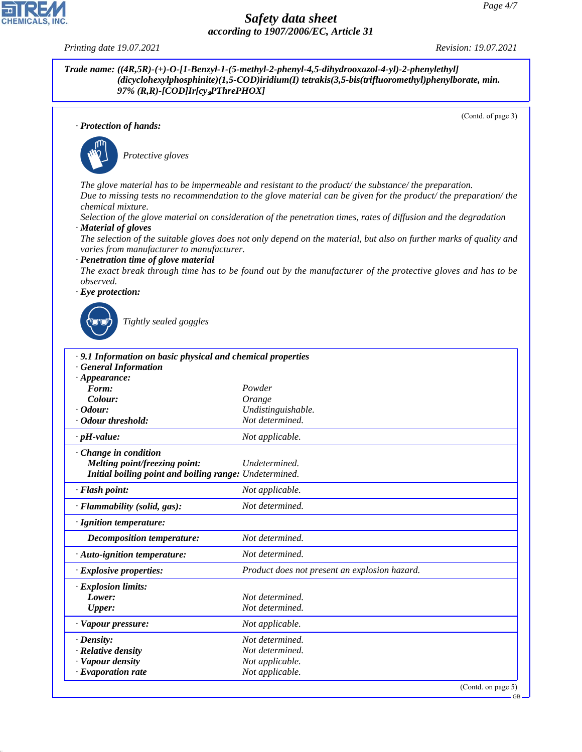**Safety data sheet**
**according to 1907/2006/EC, Article 31**

Printing date 19.07.2021 Revision: 19.07.2021

**Trade name: ((4R,5R)-(+)-O-[1-Benzyl-1-(5-methyl-2-phenyl-4,5-dihydrooxazol-4-yl)-2-phenylethyl] (dicyclohexylphosphinite)(1,5-COD)iridium(I) tetrakis(3,5-bis(trifluoromethyl)phenylborate, min. 97% (R,R)-[COD]Ir[cy$_2$PThrePHOX]**

(Contd. of page 3)

· **Protection of hands:**

Protective gloves

The glove material has to be impermeable and resistant to the product/ the substance/ the preparation.
Due to missing tests no recommendation to the glove material can be given for the product/ the preparation/ the chemical mixture.
Selection of the glove material on consideration of the penetration times, rates of diffusion and the degradation

· **Material of gloves**
The selection of the suitable gloves does not only depend on the material, but also on further marks of quality and varies from manufacturer to manufacturer.

· **Penetration time of glove material**
The exact break through time has to be found out by the manufacturer of the protective gloves and has to be observed.

· **Eye protection:**

Tightly sealed goggles

· **9.1 Information on basic physical and chemical properties**
· **General Information**

| | |
|---|---|
| · **Appearance:** | |
| **Form:** | Powder |
| **Colour:** | Orange |
| · **Odour:** | Undistinguishable. |
| · **Odour threshold:** | Not determined. |
| · **pH-value:** | Not applicable. |
| · **Change in condition** | |
| **Melting point/freezing point:** | Undetermined. |
| **Initial boiling point and boiling range:** | Undetermined. |
| · **Flash point:** | Not applicable. |
| · **Flammability (solid, gas):** | Not determined. |
| · **Ignition temperature:** | |
| **Decomposition temperature:** | Not determined. |
| · **Auto-ignition temperature:** | Not determined. |
| · **Explosive properties:** | Product does not present an explosion hazard. |
| · **Explosion limits:** | |
| **Lower:** | Not determined. |
| **Upper:** | Not determined. |
| · **Vapour pressure:** | Not applicable. |
| · **Density:** | Not determined. |
| · **Relative density** | Not determined. |
| · **Vapour density** | Not applicable. |
| · **Evaporation rate** | Not applicable. |

(Contd. on page 5)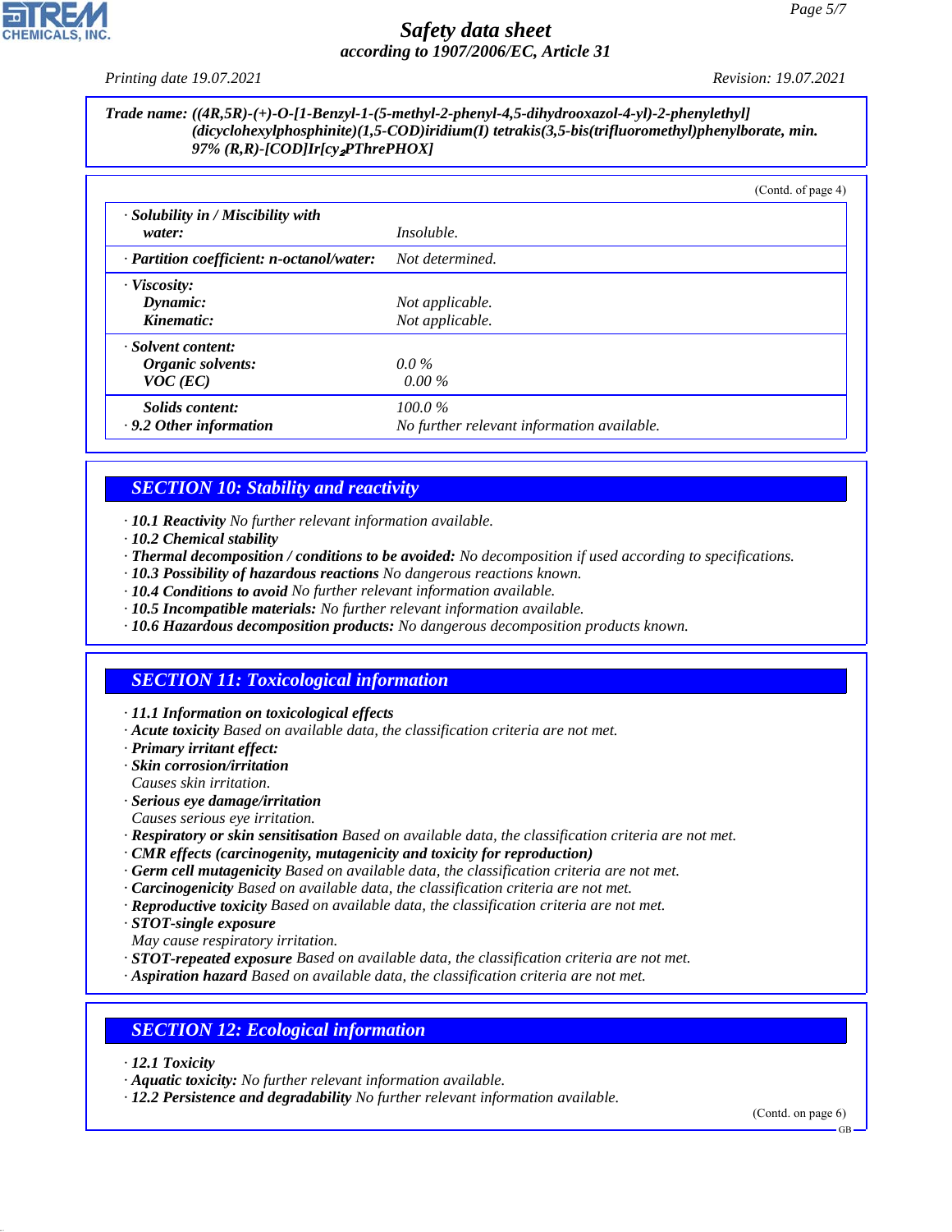**Trade name: ((4R,5R)-(+)-O-[1-Benzyl-1-(5-methyl-2-phenyl-4,5-dihydrooxazol-4-yl)-2-phenylethyl] (dicyclohexylphosphinite)(1,5-COD)iridium(I) tetrakis(3,5-bis(trifluoromethyl)phenylborate, min. 97% (R,R)-[COD]Ir[cy$_2$PThrePHOX]**

(Contd. of page 4)

| | |
|---|---|
| · **Solubility in / Miscibility with water:** | Insoluble. |
| · **Partition coefficient: n-octanol/water:** | Not determined. |
| · **Viscosity:** | |
| **Dynamic:** | Not applicable. |
| **Kinematic:** | Not applicable. |
| · **Solvent content:** | |
| **Organic solvents:** | 0.0 % |
| **VOC (EC)** | 0.00 % |
| **Solids content:** | 100.0 % |
| · **9.2 Other information** | No further relevant information available. |

## SECTION 10: Stability and reactivity

· **10.1 Reactivity** No further relevant information available.
· **10.2 Chemical stability**
· **Thermal decomposition / conditions to be avoided:** No decomposition if used according to specifications.
· **10.3 Possibility of hazardous reactions** No dangerous reactions known.
· **10.4 Conditions to avoid** No further relevant information available.
· **10.5 Incompatible materials:** No further relevant information available.
· **10.6 Hazardous decomposition products:** No dangerous decomposition products known.

## SECTION 11: Toxicological information

· **11.1 Information on toxicological effects**
· **Acute toxicity** Based on available data, the classification criteria are not met.
· **Primary irritant effect:**
· **Skin corrosion/irritation**
Causes skin irritation.
· **Serious eye damage/irritation**
Causes serious eye irritation.
· **Respiratory or skin sensitisation** Based on available data, the classification criteria are not met.
· **CMR effects (carcinogenity, mutagenicity and toxicity for reproduction)**
· **Germ cell mutagenicity** Based on available data, the classification criteria are not met.
· **Carcinogenicity** Based on available data, the classification criteria are not met.
· **Reproductive toxicity** Based on available data, the classification criteria are not met.
· **STOT-single exposure**
May cause respiratory irritation.
· **STOT-repeated exposure** Based on available data, the classification criteria are not met.
· **Aspiration hazard** Based on available data, the classification criteria are not met.

## SECTION 12: Ecological information

· **12.1 Toxicity**
· **Aquatic toxicity:** No further relevant information available.
· **12.2 Persistence and degradability** No further relevant information available.

(Contd. on page 6)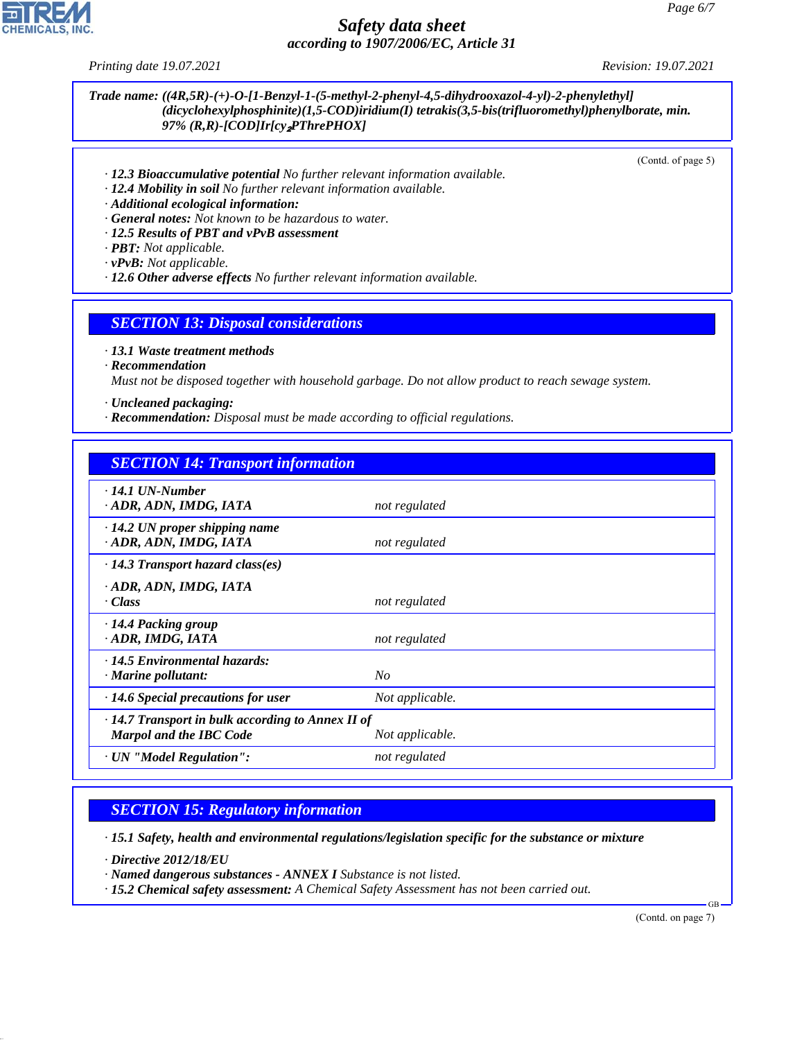**Trade name: ((4R,5R)-(+)-O-[1-Benzyl-1-(5-methyl-2-phenyl-4,5-dihydrooxazol-4-yl)-2-phenylethyl](dicyclohexylphosphinite)(1,5-COD)iridium(I) tetrakis(3,5-bis(trifluoromethyl)phenylborate, min. 97% (R,R)-[COD]Ir[cy$_2$PThrePHOX]**

(Contd. of page 5)

· **12.3 Bioaccumulative potential** No further relevant information available.
· **12.4 Mobility in soil** No further relevant information available.
· **Additional ecological information:**
· **General notes:** Not known to be hazardous to water.
· **12.5 Results of PBT and vPvB assessment**
· **PBT:** Not applicable.
· **vPvB:** Not applicable.
· **12.6 Other adverse effects** No further relevant information available.

## SECTION 13: Disposal considerations

· **13.1 Waste treatment methods**
· **Recommendation**
Must not be disposed together with household garbage. Do not allow product to reach sewage system.

· **Uncleaned packaging:**
· **Recommendation:** Disposal must be made according to official regulations.

## SECTION 14: Transport information

| | |
|---|---|
| · **14.1 UN-Number**<br>· **ADR, ADN, IMDG, IATA** | not regulated |
| · **14.2 UN proper shipping name**<br>· **ADR, ADN, IMDG, IATA** | not regulated |
| · **14.3 Transport hazard class(es)**<br>· **ADR, ADN, IMDG, IATA**<br>· **Class** | not regulated |
| · **14.4 Packing group**<br>· **ADR, IMDG, IATA** | not regulated |
| · **14.5 Environmental hazards:**<br>· **Marine pollutant:** | No |
| · **14.6 Special precautions for user** | Not applicable. |
| · **14.7 Transport in bulk according to Annex II of Marpol and the IBC Code** | Not applicable. |
| · **UN "Model Regulation":** | not regulated |

## SECTION 15: Regulatory information

· **15.1 Safety, health and environmental regulations/legislation specific for the substance or mixture**

· **Directive 2012/18/EU**
· **Named dangerous substances - ANNEX I** Substance is not listed.
· **15.2 Chemical safety assessment:** A Chemical Safety Assessment has not been carried out.

(Contd. on page 7)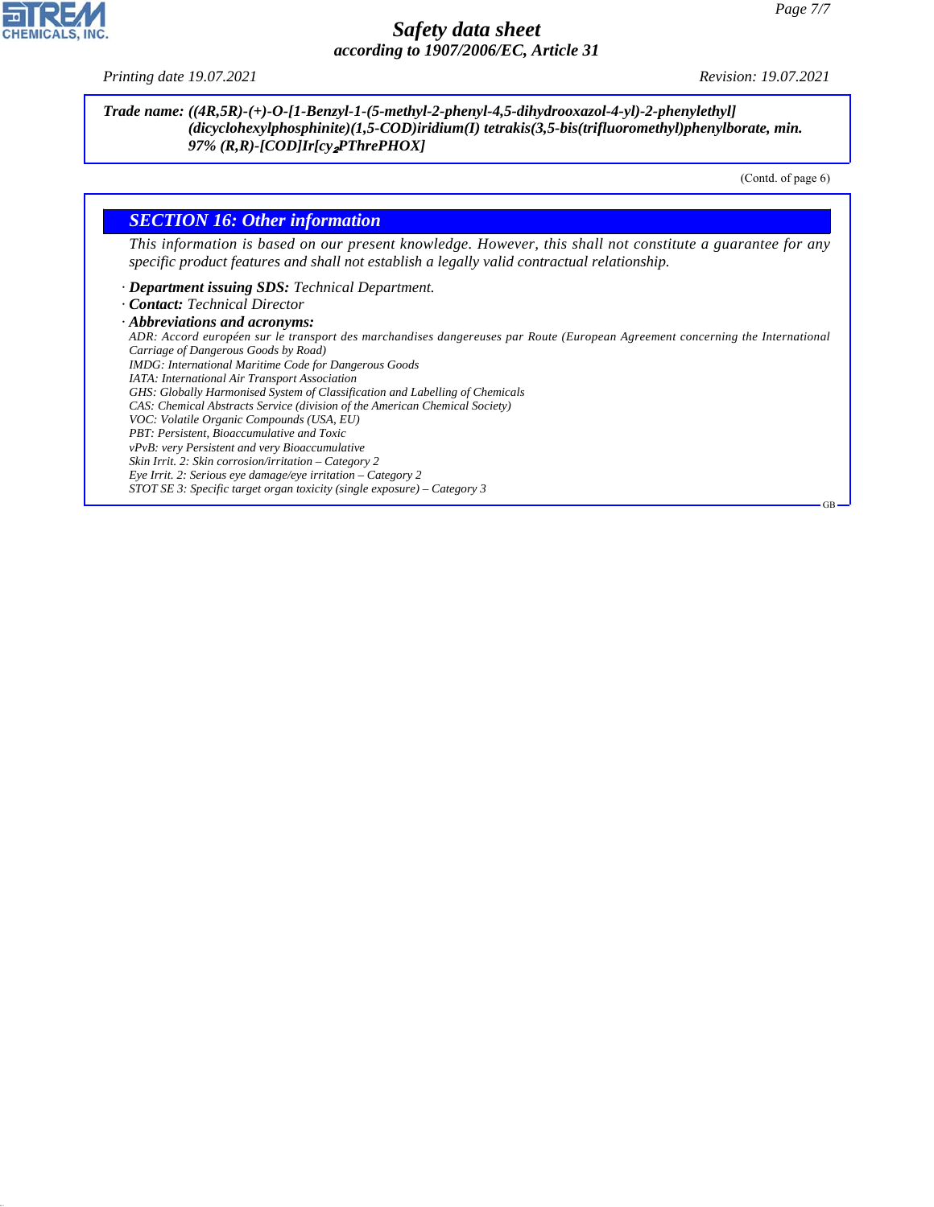# Safety data sheet

*according to 1907/2006/EC, Article 31*

*Printing date 19.07.2021* *Revision: 19.07.2021*

**Trade name: ((4R,5R)-(+)-O-[1-Benzyl-1-(5-methyl-2-phenyl-4,5-dihydrooxazol-4-yl)-2-phenylethyl] (dicyclohexylphosphinite)(1,5-COD)iridium(I) tetrakis(3,5-bis(trifluoromethyl)phenylborate, min. 97% (R,R)-[COD]Ir[cy$_2$PThrePHOX]**

(Contd. of page 6)

## SECTION 16: Other information

*This information is based on our present knowledge. However, this shall not constitute a guarantee for any specific product features and shall not establish a legally valid contractual relationship.*

· ***Department issuing SDS:*** *Technical Department.*
· ***Contact:*** *Technical Director*
· ***Abbreviations and acronyms:***
*ADR: Accord européen sur le transport des marchandises dangereuses par Route (European Agreement concerning the International Carriage of Dangerous Goods by Road)*
*IMDG: International Maritime Code for Dangerous Goods*
*IATA: International Air Transport Association*
*GHS: Globally Harmonised System of Classification and Labelling of Chemicals*
*CAS: Chemical Abstracts Service (division of the American Chemical Society)*
*VOC: Volatile Organic Compounds (USA, EU)*
*PBT: Persistent, Bioaccumulative and Toxic*
*vPvB: very Persistent and very Bioaccumulative*
*Skin Irrit. 2: Skin corrosion/irritation – Category 2*
*Eye Irrit. 2: Serious eye damage/eye irritation – Category 2*
*STOT SE 3: Specific target organ toxicity (single exposure) – Category 3*

GB